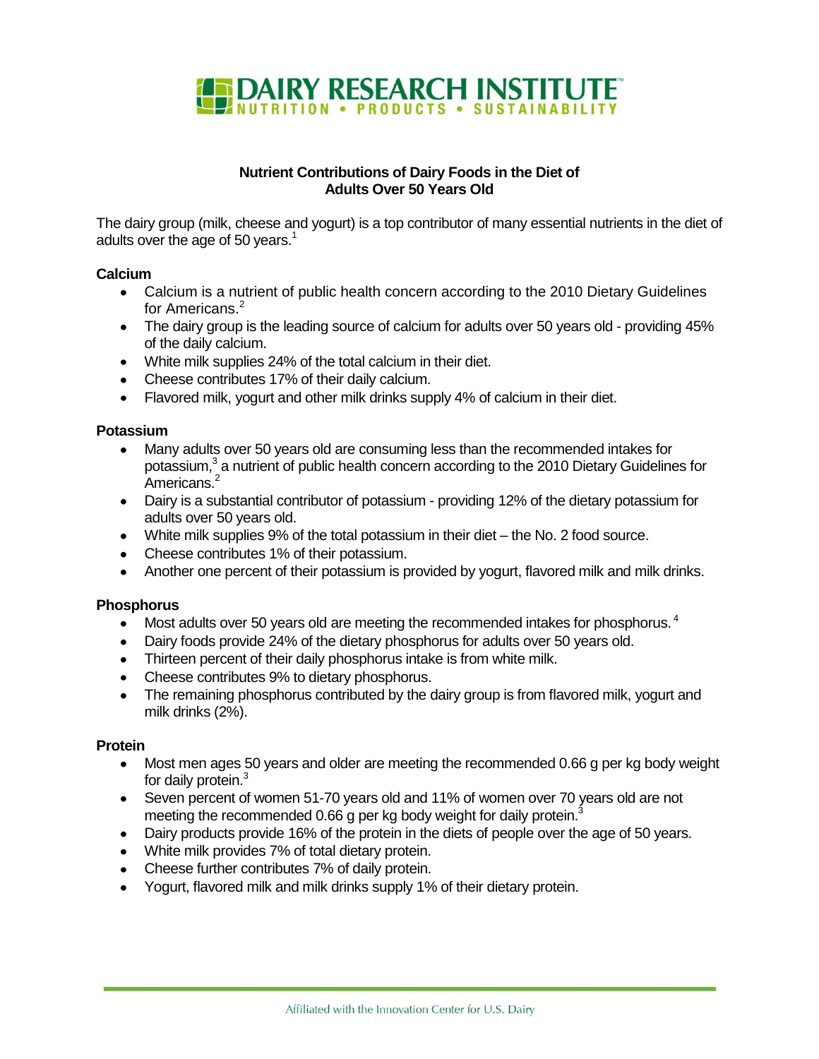DAIRY RESEARCH INSTITUTE™
NUTRITION • PRODUCTS • SUSTAINABILITY

# Nutrient Contributions of Dairy Foods in the Diet of Adults Over 50 Years Old

The dairy group (milk, cheese and yogurt) is a top contributor of many essential nutrients in the diet of adults over the age of 50 years.[1]

**Calcium**

- Calcium is a nutrient of public health concern according to the 2010 Dietary Guidelines for Americans.[2]
- The dairy group is the leading source of calcium for adults over 50 years old - providing 45% of the daily calcium.
- White milk supplies 24% of the total calcium in their diet.
- Cheese contributes 17% of their daily calcium.
- Flavored milk, yogurt and other milk drinks supply 4% of calcium in their diet.

**Potassium**

- Many adults over 50 years old are consuming less than the recommended intakes for potassium,[3] a nutrient of public health concern according to the 2010 Dietary Guidelines for Americans.[2]
- Dairy is a substantial contributor of potassium - providing 12% of the dietary potassium for adults over 50 years old.
- White milk supplies 9% of the total potassium in their diet – the No. 2 food source.
- Cheese contributes 1% of their potassium.
- Another one percent of their potassium is provided by yogurt, flavored milk and milk drinks.

**Phosphorus**

- Most adults over 50 years old are meeting the recommended intakes for phosphorus.[4]
- Dairy foods provide 24% of the dietary phosphorus for adults over 50 years old.
- Thirteen percent of their daily phosphorus intake is from white milk.
- Cheese contributes 9% to dietary phosphorus.
- The remaining phosphorus contributed by the dairy group is from flavored milk, yogurt and milk drinks (2%).

**Protein**

- Most men ages 50 years and older are meeting the recommended 0.66 g per kg body weight for daily protein.[3]
- Seven percent of women 51-70 years old and 11% of women over 70 years old are not meeting the recommended 0.66 g per kg body weight for daily protein.[3]
- Dairy products provide 16% of the protein in the diets of people over the age of 50 years.
- White milk provides 7% of total dietary protein.
- Cheese further contributes 7% of daily protein.
- Yogurt, flavored milk and milk drinks supply 1% of their dietary protein.

Affiliated with the Innovation Center for U.S. Dairy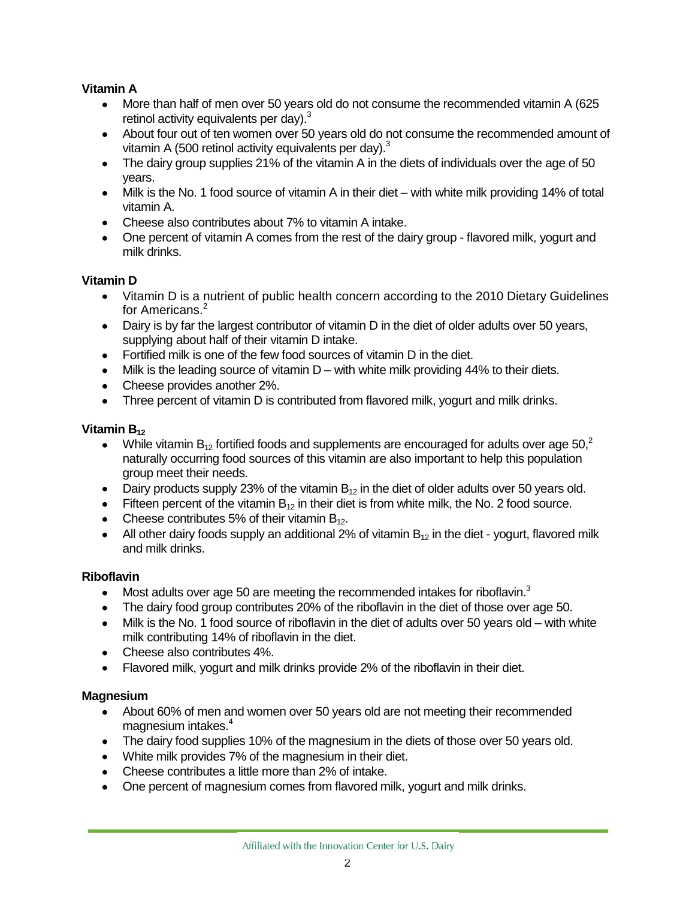**Vitamin A**

- More than half of men over 50 years old do not consume the recommended vitamin A (625 retinol activity equivalents per day).[3]
- About four out of ten women over 50 years old do not consume the recommended amount of vitamin A (500 retinol activity equivalents per day).[3]
- The dairy group supplies 21% of the vitamin A in the diets of individuals over the age of 50 years.
- Milk is the No. 1 food source of vitamin A in their diet – with white milk providing 14% of total vitamin A.
- Cheese also contributes about 7% to vitamin A intake.
- One percent of vitamin A comes from the rest of the dairy group - flavored milk, yogurt and milk drinks.

**Vitamin D**

- Vitamin D is a nutrient of public health concern according to the 2010 Dietary Guidelines for Americans.[2]
- Dairy is by far the largest contributor of vitamin D in the diet of older adults over 50 years, supplying about half of their vitamin D intake.
- Fortified milk is one of the few food sources of vitamin D in the diet.
- Milk is the leading source of vitamin D – with white milk providing 44% to their diets.
- Cheese provides another 2%.
- Three percent of vitamin D is contributed from flavored milk, yogurt and milk drinks.

**Vitamin $B_{12}$**

- While vitamin $B_{12}$ fortified foods and supplements are encouraged for adults over age 50,[2] naturally occurring food sources of this vitamin are also important to help this population group meet their needs.
- Dairy products supply 23% of the vitamin $B_{12}$ in the diet of older adults over 50 years old.
- Fifteen percent of the vitamin $B_{12}$ in their diet is from white milk, the No. 2 food source.
- Cheese contributes 5% of their vitamin $B_{12}$.
- All other dairy foods supply an additional 2% of vitamin $B_{12}$ in the diet - yogurt, flavored milk and milk drinks.

**Riboflavin**

- Most adults over age 50 are meeting the recommended intakes for riboflavin.[3]
- The dairy food group contributes 20% of the riboflavin in the diet of those over age 50.
- Milk is the No. 1 food source of riboflavin in the diet of adults over 50 years old – with white milk contributing 14% of riboflavin in the diet.
- Cheese also contributes 4%.
- Flavored milk, yogurt and milk drinks provide 2% of the riboflavin in their diet.

**Magnesium**

- About 60% of men and women over 50 years old are not meeting their recommended magnesium intakes.[4]
- The dairy food supplies 10% of the magnesium in the diets of those over 50 years old.
- White milk provides 7% of the magnesium in their diet.
- Cheese contributes a little more than 2% of intake.
- One percent of magnesium comes from flavored milk, yogurt and milk drinks.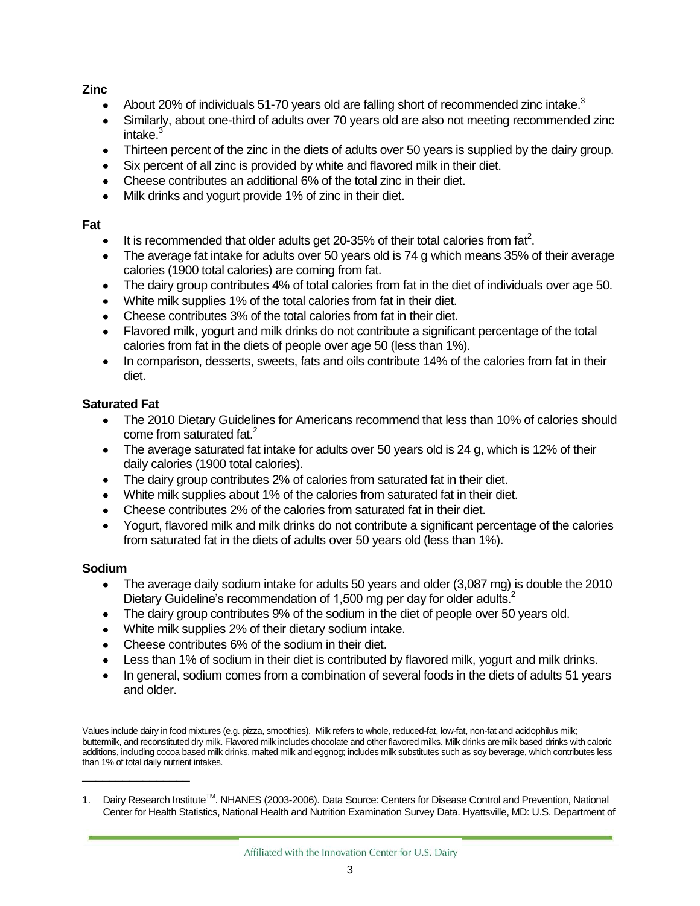**Zinc**

- About 20% of individuals 51-70 years old are falling short of recommended zinc intake.[3]
- Similarly, about one-third of adults over 70 years old are also not meeting recommended zinc intake.[3]
- Thirteen percent of the zinc in the diets of adults over 50 years is supplied by the dairy group.
- Six percent of all zinc is provided by white and flavored milk in their diet.
- Cheese contributes an additional 6% of the total zinc in their diet.
- Milk drinks and yogurt provide 1% of zinc in their diet.

**Fat**

- It is recommended that older adults get 20-35% of their total calories from fat[2].
- The average fat intake for adults over 50 years old is 74 g which means 35% of their average calories (1900 total calories) are coming from fat.
- The dairy group contributes 4% of total calories from fat in the diet of individuals over age 50.
- White milk supplies 1% of the total calories from fat in their diet.
- Cheese contributes 3% of the total calories from fat in their diet.
- Flavored milk, yogurt and milk drinks do not contribute a significant percentage of the total calories from fat in the diets of people over age 50 (less than 1%).
- In comparison, desserts, sweets, fats and oils contribute 14% of the calories from fat in their diet.

**Saturated Fat**

- The 2010 Dietary Guidelines for Americans recommend that less than 10% of calories should come from saturated fat.[2]
- The average saturated fat intake for adults over 50 years old is 24 g, which is 12% of their daily calories (1900 total calories).
- The dairy group contributes 2% of calories from saturated fat in their diet.
- White milk supplies about 1% of the calories from saturated fat in their diet.
- Cheese contributes 2% of the calories from saturated fat in their diet.
- Yogurt, flavored milk and milk drinks do not contribute a significant percentage of the calories from saturated fat in the diets of adults over 50 years old (less than 1%).

**Sodium**

- The average daily sodium intake for adults 50 years and older (3,087 mg) is double the 2010 Dietary Guideline's recommendation of 1,500 mg per day for older adults.[2]
- The dairy group contributes 9% of the sodium in the diet of people over 50 years old.
- White milk supplies 2% of their dietary sodium intake.
- Cheese contributes 6% of the sodium in their diet.
- Less than 1% of sodium in their diet is contributed by flavored milk, yogurt and milk drinks.
- In general, sodium comes from a combination of several foods in the diets of adults 51 years and older.

Values include dairy in food mixtures (e.g. pizza, smoothies). Milk refers to whole, reduced-fat, low-fat, non-fat and acidophilus milk; buttermilk, and reconstituted dry milk. Flavored milk includes chocolate and other flavored milks. Milk drinks are milk based drinks with caloric additions, including cocoa based milk drinks, malted milk and eggnog; includes milk substitutes such as soy beverage, which contributes less than 1% of total daily nutrient intakes.

---

1. Dairy Research Institute™. NHANES (2003-2006). Data Source: Centers for Disease Control and Prevention, National Center for Health Statistics, National Health and Nutrition Examination Survey Data. Hyattsville, MD: U.S. Department of

Affiliated with the Innovation Center for U.S. Dairy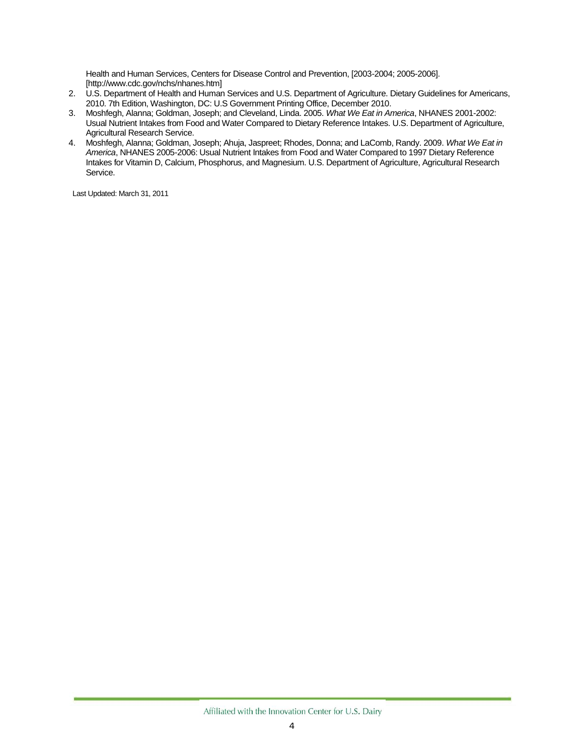Health and Human Services, Centers for Disease Control and Prevention, [2003-2004; 2005-2006]. [http://www.cdc.gov/nchs/nhanes.htm]

2. U.S. Department of Health and Human Services and U.S. Department of Agriculture. Dietary Guidelines for Americans, 2010. 7th Edition, Washington, DC: U.S Government Printing Office, December 2010.
3. Moshfegh, Alanna; Goldman, Joseph; and Cleveland, Linda. 2005. *What We Eat in America*, NHANES 2001-2002: Usual Nutrient Intakes from Food and Water Compared to Dietary Reference Intakes. U.S. Department of Agriculture, Agricultural Research Service.
4. Moshfegh, Alanna; Goldman, Joseph; Ahuja, Jaspreet; Rhodes, Donna; and LaComb, Randy. 2009. *What We Eat in America*, NHANES 2005-2006: Usual Nutrient Intakes from Food and Water Compared to 1997 Dietary Reference Intakes for Vitamin D, Calcium, Phosphorus, and Magnesium. U.S. Department of Agriculture, Agricultural Research Service.

Last Updated: March 31, 2011